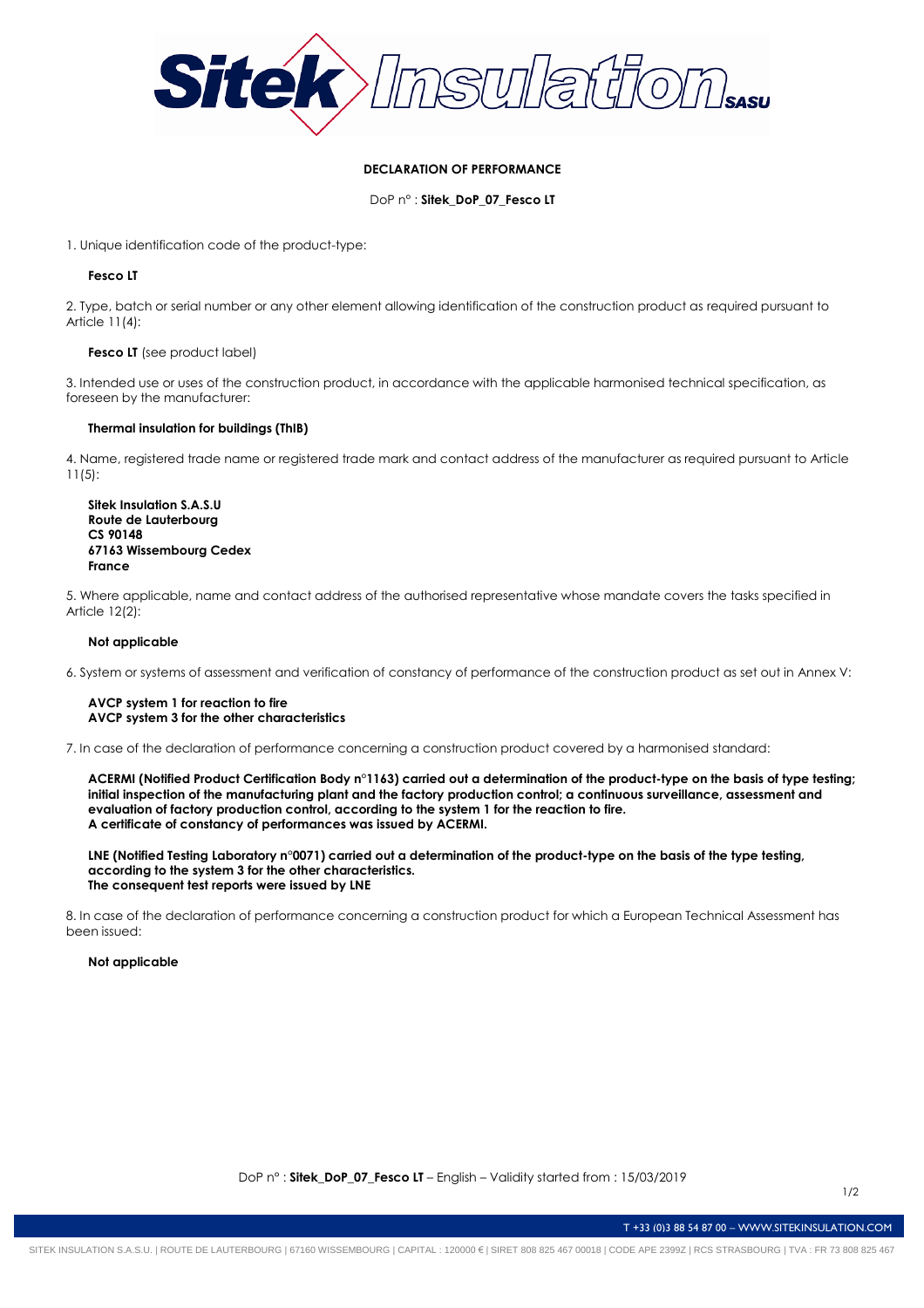# DECLARATION OF PERFORMANCE

DoP n° : **Sitek_DoP_07_Fesco LT**

1. Unique identification code of the product-type:

   **Fesco LT**

2. Type, batch or serial number or any other element allowing identification of the construction product as required pursuant to Article 11(4):

   **Fesco LT** (see product label)

3. Intended use or uses of the construction product, in accordance with the applicable harmonised technical specification, as foreseen by the manufacturer:

   **Thermal insulation for buildings (ThIB)**

4. Name, registered trade name or registered trade mark and contact address of the manufacturer as required pursuant to Article 11(5):

   **Sitek Insulation S.A.S.U**
   **Route de Lauterbourg**
   **CS 90148**
   **67163 Wissembourg Cedex**
   **France**

5. Where applicable, name and contact address of the authorised representative whose mandate covers the tasks specified in Article 12(2):

   **Not applicable**

6. System or systems of assessment and verification of constancy of performance of the construction product as set out in Annex V:

   **AVCP system 1 for reaction to fire**
   **AVCP system 3 for the other characteristics**

7. In case of the declaration of performance concerning a construction product covered by a harmonised standard:

   **ACERMI (Notified Product Certification Body n°1163) carried out a determination of the product-type on the basis of type testing; initial inspection of the manufacturing plant and the factory production control; a continuous surveillance, assessment and evaluation of factory production control, according to the system 1 for the reaction to fire.**
   **A certificate of constancy of performances was issued by ACERMI.**

   **LNE (Notified Testing Laboratory n°0071) carried out a determination of the product-type on the basis of the type testing, according to the system 3 for the other characteristics.**
   **The consequent test reports were issued by LNE**

8. In case of the declaration of performance concerning a construction product for which a European Technical Assessment has been issued:

   **Not applicable**

DoP n° : **Sitek_DoP_07_Fesco LT** – English – Validity started from : 15/03/2019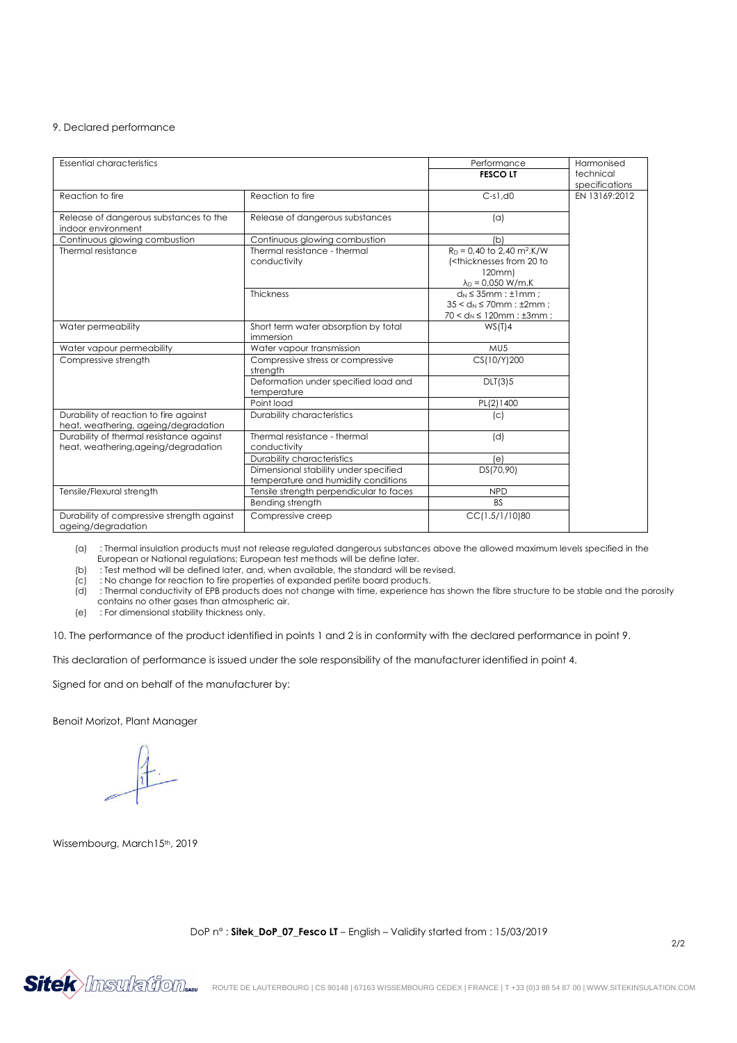9. Declared performance

| Essential characteristics | | Performance **FESCO LT** | Harmonised technical specifications |
|---|---|---|---|
| Reaction to fire | Reaction to fire | C-s1,d0 | EN 13169:2012 |
| Release of dangerous substances to the indoor environment | Release of dangerous substances | (a) | |
| Continuous glowing combustion | Continuous glowing combustion | (b) | |
| Thermal resistance | Thermal resistance - thermal conductivity | $R_D$ = 0,40 to 2,40 m².K/W (<thicknesses from 20 to 120mm) $\lambda_D$ = 0,050 W/m.K | |
| | Thickness | $d_N \leq$ 35mm : ±1mm ; 35 < $d_N \leq$ 70mm : ±2mm ; 70 < $d_N \leq$ 120mm : ±3mm ; | |
| Water permeability | Short term water absorption by total immersion | WS(T)4 | |
| Water vapour permeability | Water vapour transmission | MU5 | |
| Compressive strength | Compressive stress or compressive strength | CS(10/Y)200 | |
| | Deformation under specified load and temperature | DLT(3)5 | |
| | Point load | PL(2)1400 | |
| Durability of reaction to fire against heat, weathering, ageing/degradation | Durability characteristics | (c) | |
| Durability of thermal resistance against heat, weathering,ageing/degradation | Thermal resistance - thermal conductivity | (d) | |
| | Durability characteristics | (e) | |
| | Dimensional stability under specified temperature and humidity conditions | DS(70,90) | |
| Tensile/Flexural strength | Tensile strength perpendicular to faces | NPD | |
| | Bending strength | BS | |
| Durability of compressive strength against ageing/degradation | Compressive creep | CC(1.5/1/10)80 | |

(a) : Thermal insulation products must not release regulated dangerous substances above the allowed maximum levels specified in the European or National regulations; European test methods will be define later.
(b) : Test method will be defined later, and, when available, the standard will be revised.
(c) : No change for reaction to fire properties of expanded perlite board products.
(d) : Thermal conductivity of EPB products does not change with time, experience has shown the fibre structure to be stable and the porosity contains no other gases than atmospheric air.
(e) : For dimensional stability thickness only.

10. The performance of the product identified in points 1 and 2 is in conformity with the declared performance in point 9.

This declaration of performance is issued under the sole responsibility of the manufacturer identified in point 4.

Signed for and on behalf of the manufacturer by:

Benoit Morizot, Plant Manager

Wissembourg, March15th, 2019

DoP n° : **Sitek_DoP_07_Fesco LT** – English – Validity started from : 15/03/2019

ROUTE DE LAUTERBOURG | CS 90148 | 67163 WISSEMBOURG CEDEX | FRANCE | T +33 (0)3 88 54 87 00 | WWW.SITEKINSULATION.COM